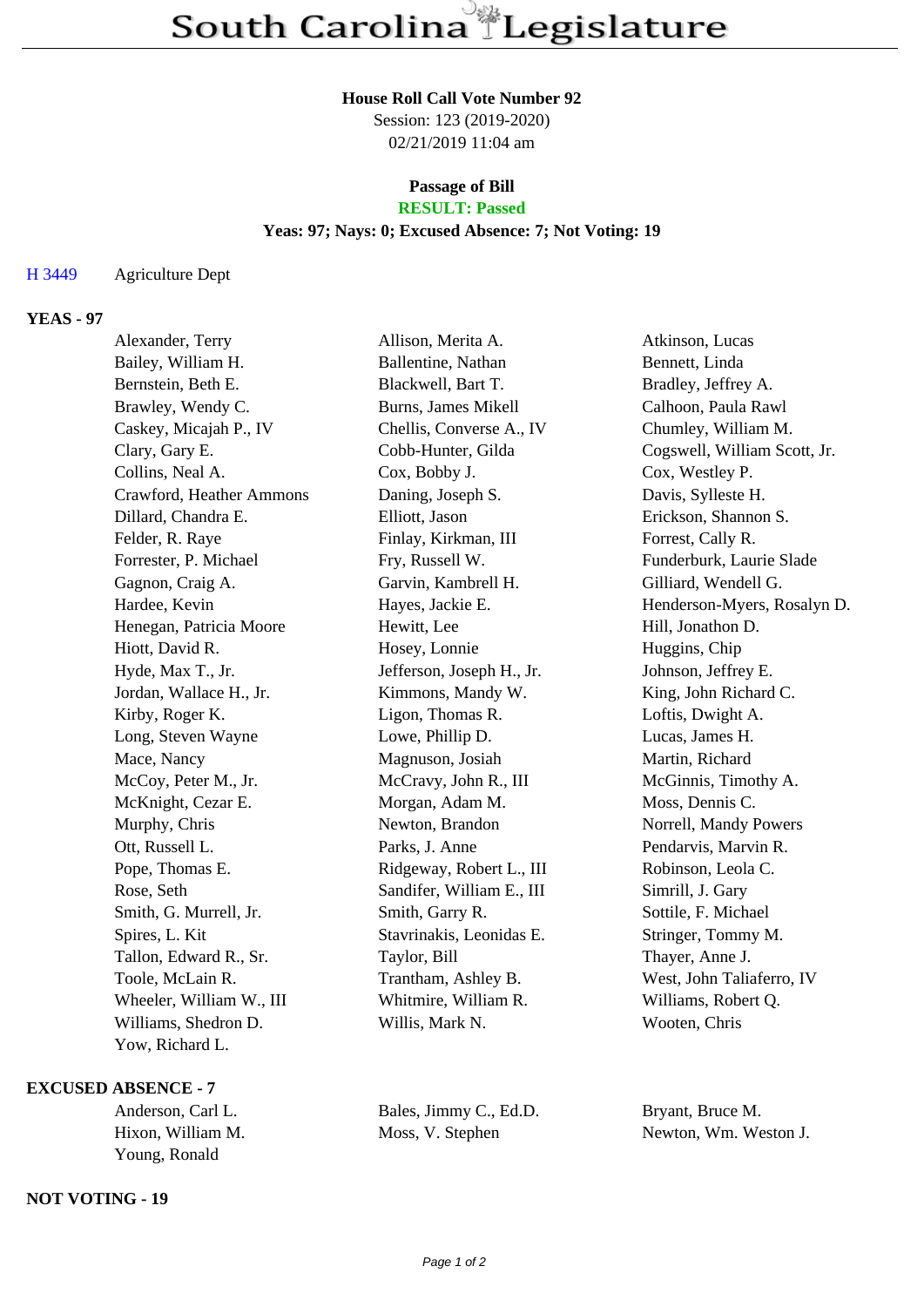# South Carolina Legislature

**House Roll Call Vote Number 92**
Session: 123 (2019-2020)
02/21/2019 11:04 am

**Passage of Bill**
**RESULT: Passed**
**Yeas: 97; Nays: 0; Excused Absence: 7; Not Voting: 19**

H 3449 Agriculture Dept

## YEAS - 97

| | | |
|---|---|---|
| Alexander, Terry | Allison, Merita A. | Atkinson, Lucas |
| Bailey, William H. | Ballentine, Nathan | Bennett, Linda |
| Bernstein, Beth E. | Blackwell, Bart T. | Bradley, Jeffrey A. |
| Brawley, Wendy C. | Burns, James Mikell | Calhoon, Paula Rawl |
| Caskey, Micajah P., IV | Chellis, Converse A., IV | Chumley, William M. |
| Clary, Gary E. | Cobb-Hunter, Gilda | Cogswell, William Scott, Jr. |
| Collins, Neal A. | Cox, Bobby J. | Cox, Westley P. |
| Crawford, Heather Ammons | Daning, Joseph S. | Davis, Sylleste H. |
| Dillard, Chandra E. | Elliott, Jason | Erickson, Shannon S. |
| Felder, R. Raye | Finlay, Kirkman, III | Forrest, Cally R. |
| Forrester, P. Michael | Fry, Russell W. | Funderburk, Laurie Slade |
| Gagnon, Craig A. | Garvin, Kambrell H. | Gilliard, Wendell G. |
| Hardee, Kevin | Hayes, Jackie E. | Henderson-Myers, Rosalyn D. |
| Henegan, Patricia Moore | Hewitt, Lee | Hill, Jonathon D. |
| Hiott, David R. | Hosey, Lonnie | Huggins, Chip |
| Hyde, Max T., Jr. | Jefferson, Joseph H., Jr. | Johnson, Jeffrey E. |
| Jordan, Wallace H., Jr. | Kimmons, Mandy W. | King, John Richard C. |
| Kirby, Roger K. | Ligon, Thomas R. | Loftis, Dwight A. |
| Long, Steven Wayne | Lowe, Phillip D. | Lucas, James H. |
| Mace, Nancy | Magnuson, Josiah | Martin, Richard |
| McCoy, Peter M., Jr. | McCravy, John R., III | McGinnis, Timothy A. |
| McKnight, Cezar E. | Morgan, Adam M. | Moss, Dennis C. |
| Murphy, Chris | Newton, Brandon | Norrell, Mandy Powers |
| Ott, Russell L. | Parks, J. Anne | Pendarvis, Marvin R. |
| Pope, Thomas E. | Ridgeway, Robert L., III | Robinson, Leola C. |
| Rose, Seth | Sandifer, William E., III | Simrill, J. Gary |
| Smith, G. Murrell, Jr. | Smith, Garry R. | Sottile, F. Michael |
| Spires, L. Kit | Stavrinakis, Leonidas E. | Stringer, Tommy M. |
| Tallon, Edward R., Sr. | Taylor, Bill | Thayer, Anne J. |
| Toole, McLain R. | Trantham, Ashley B. | West, John Taliaferro, IV |
| Wheeler, William W., III | Whitmire, William R. | Williams, Robert Q. |
| Williams, Shedron D. | Willis, Mark N. | Wooten, Chris |
| Yow, Richard L. | | |

## EXCUSED ABSENCE - 7

| | | |
|---|---|---|
| Anderson, Carl L. | Bales, Jimmy C., Ed.D. | Bryant, Bruce M. |
| Hixon, William M. | Moss, V. Stephen | Newton, Wm. Weston J. |
| Young, Ronald | | |

## NOT VOTING - 19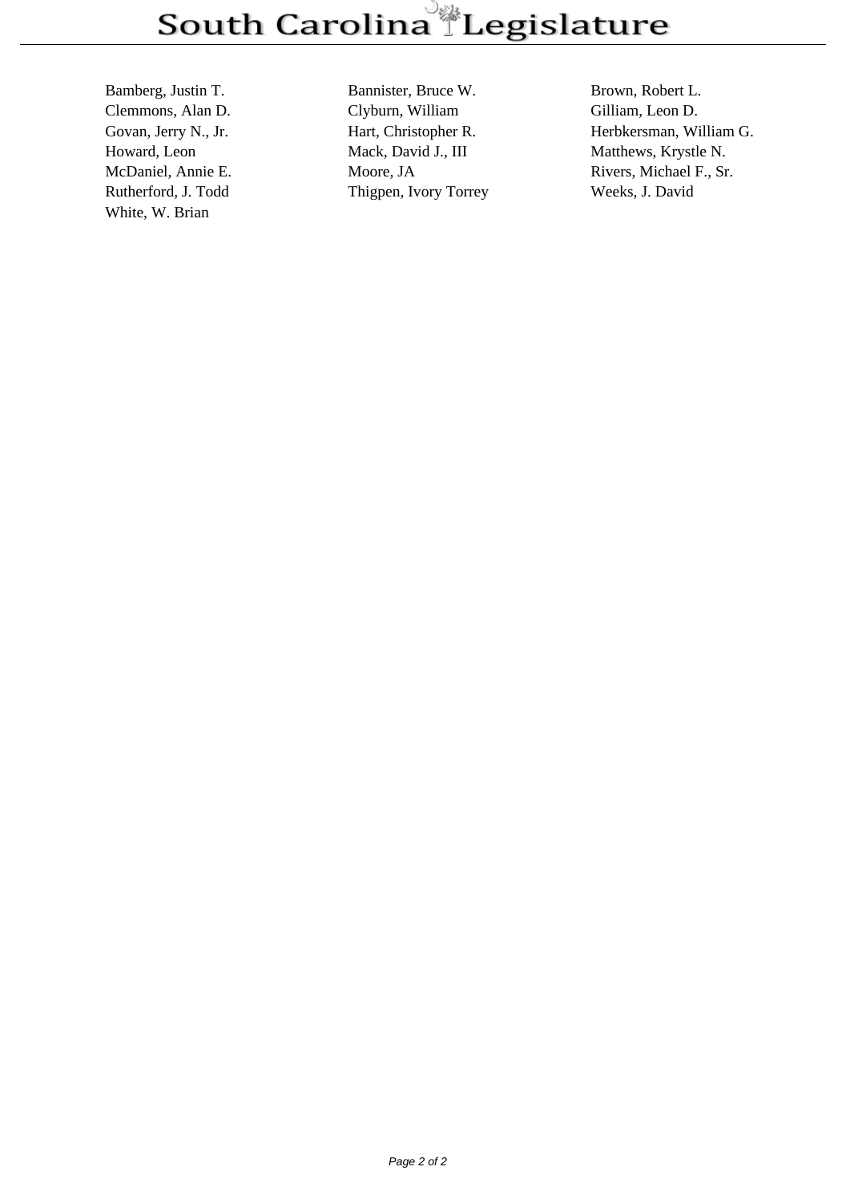Bamberg, Justin T.
Bannister, Bruce W.
Brown, Robert L.
Clemmons, Alan D.
Clyburn, William
Gilliam, Leon D.
Govan, Jerry N., Jr.
Hart, Christopher R.
Herbkersman, William G.
Howard, Leon
Mack, David J., III
Matthews, Krystle N.
McDaniel, Annie E.
Moore, JA
Rivers, Michael F., Sr.
Rutherford, J. Todd
Thigpen, Ivory Torrey
Weeks, J. David
White, W. Brian